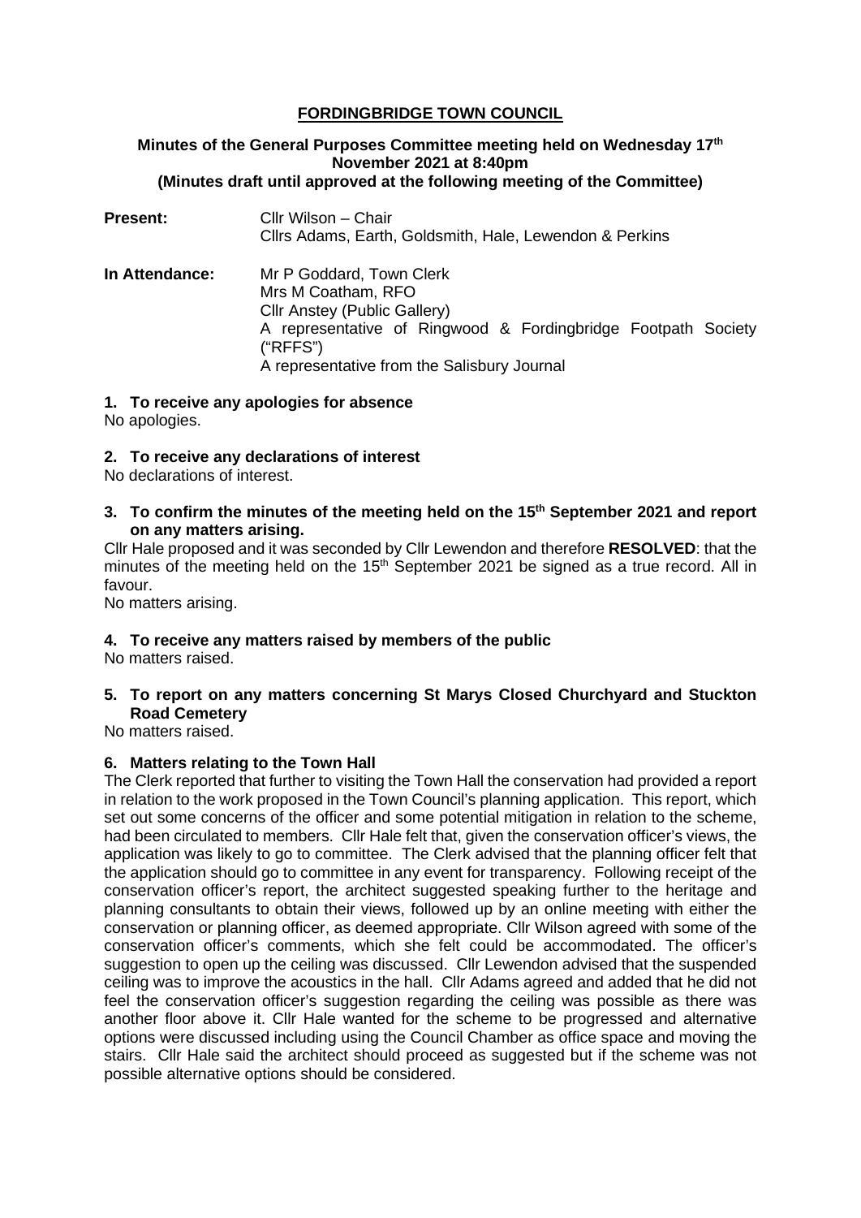# FORDINGBRIDGE TOWN COUNCIL

**Minutes of the General Purposes Committee meeting held on Wednesday 17th November 2021 at 8:40pm**
**(Minutes draft until approved at the following meeting of the Committee)**

**Present:** Cllr Wilson – Chair
Cllrs Adams, Earth, Goldsmith, Hale, Lewendon & Perkins

**In Attendance:** Mr P Goddard, Town Clerk
Mrs M Coatham, RFO
Cllr Anstey (Public Gallery)
A representative of Ringwood & Fordingbridge Footpath Society ("RFFS")
A representative from the Salisbury Journal

### 1. To receive any apologies for absence

No apologies.

### 2. To receive any declarations of interest

No declarations of interest.

### 3. To confirm the minutes of the meeting held on the 15th September 2021 and report on any matters arising.

Cllr Hale proposed and it was seconded by Cllr Lewendon and therefore **RESOLVED**: that the minutes of the meeting held on the 15th September 2021 be signed as a true record. All in favour.

No matters arising.

### 4. To receive any matters raised by members of the public

No matters raised.

### 5. To report on any matters concerning St Marys Closed Churchyard and Stuckton Road Cemetery

No matters raised.

### 6. Matters relating to the Town Hall

The Clerk reported that further to visiting the Town Hall the conservation had provided a report in relation to the work proposed in the Town Council's planning application. This report, which set out some concerns of the officer and some potential mitigation in relation to the scheme, had been circulated to members. Cllr Hale felt that, given the conservation officer's views, the application was likely to go to committee. The Clerk advised that the planning officer felt that the application should go to committee in any event for transparency. Following receipt of the conservation officer's report, the architect suggested speaking further to the heritage and planning consultants to obtain their views, followed up by an online meeting with either the conservation or planning officer, as deemed appropriate. Cllr Wilson agreed with some of the conservation officer's comments, which she felt could be accommodated. The officer's suggestion to open up the ceiling was discussed. Cllr Lewendon advised that the suspended ceiling was to improve the acoustics in the hall. Cllr Adams agreed and added that he did not feel the conservation officer's suggestion regarding the ceiling was possible as there was another floor above it. Cllr Hale wanted for the scheme to be progressed and alternative options were discussed including using the Council Chamber as office space and moving the stairs. Cllr Hale said the architect should proceed as suggested but if the scheme was not possible alternative options should be considered.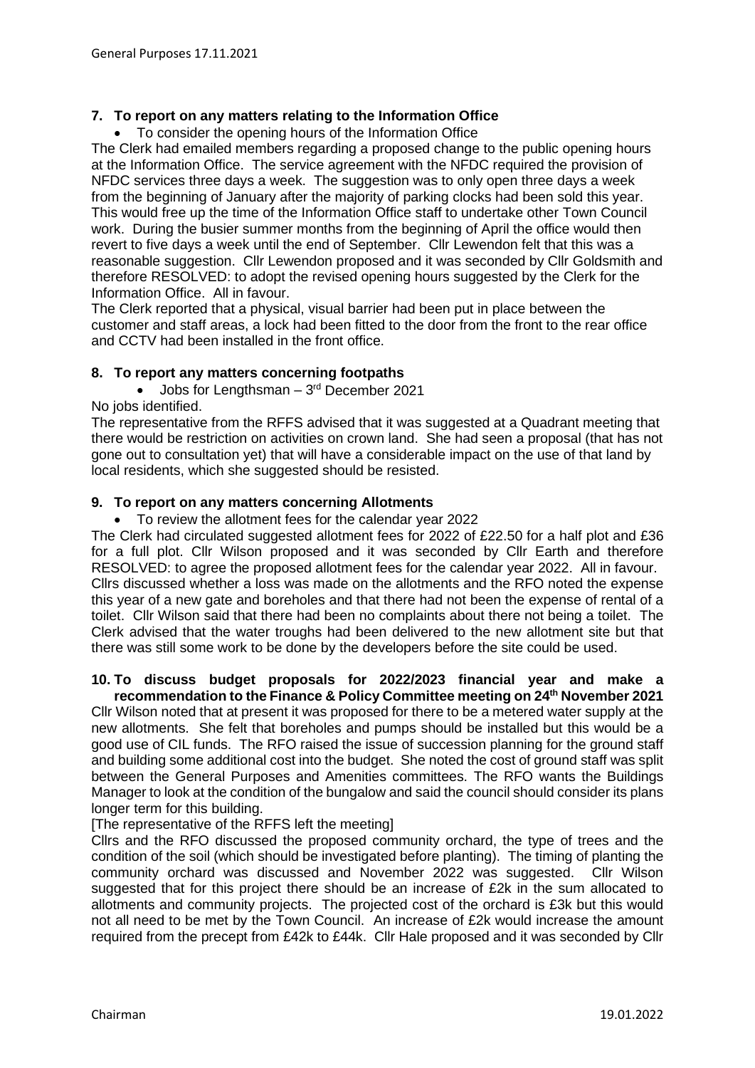## 7. To report on any matters relating to the Information Office

- To consider the opening hours of the Information Office

The Clerk had emailed members regarding a proposed change to the public opening hours at the Information Office. The service agreement with the NFDC required the provision of NFDC services three days a week. The suggestion was to only open three days a week from the beginning of January after the majority of parking clocks had been sold this year. This would free up the time of the Information Office staff to undertake other Town Council work. During the busier summer months from the beginning of April the office would then revert to five days a week until the end of September. Cllr Lewendon felt that this was a reasonable suggestion. Cllr Lewendon proposed and it was seconded by Cllr Goldsmith and therefore RESOLVED: to adopt the revised opening hours suggested by the Clerk for the Information Office. All in favour.

The Clerk reported that a physical, visual barrier had been put in place between the customer and staff areas, a lock had been fitted to the door from the front to the rear office and CCTV had been installed in the front office.

## 8. To report any matters concerning footpaths

- Jobs for Lengthsman – 3rd December 2021

No jobs identified.

The representative from the RFFS advised that it was suggested at a Quadrant meeting that there would be restriction on activities on crown land. She had seen a proposal (that has not gone out to consultation yet) that will have a considerable impact on the use of that land by local residents, which she suggested should be resisted.

## 9. To report on any matters concerning Allotments

- To review the allotment fees for the calendar year 2022

The Clerk had circulated suggested allotment fees for 2022 of £22.50 for a half plot and £36 for a full plot. Cllr Wilson proposed and it was seconded by Cllr Earth and therefore RESOLVED: to agree the proposed allotment fees for the calendar year 2022. All in favour.

Cllrs discussed whether a loss was made on the allotments and the RFO noted the expense this year of a new gate and boreholes and that there had not been the expense of rental of a toilet. Cllr Wilson said that there had been no complaints about there not being a toilet. The Clerk advised that the water troughs had been delivered to the new allotment site but that there was still some work to be done by the developers before the site could be used.

## 10. To discuss budget proposals for 2022/2023 financial year and make a recommendation to the Finance & Policy Committee meeting on 24th November 2021

Cllr Wilson noted that at present it was proposed for there to be a metered water supply at the new allotments. She felt that boreholes and pumps should be installed but this would be a good use of CIL funds. The RFO raised the issue of succession planning for the ground staff and building some additional cost into the budget. She noted the cost of ground staff was split between the General Purposes and Amenities committees. The RFO wants the Buildings Manager to look at the condition of the bungalow and said the council should consider its plans longer term for this building.

[The representative of the RFFS left the meeting]

Cllrs and the RFO discussed the proposed community orchard, the type of trees and the condition of the soil (which should be investigated before planting). The timing of planting the community orchard was discussed and November 2022 was suggested. Cllr Wilson suggested that for this project there should be an increase of £2k in the sum allocated to allotments and community projects. The projected cost of the orchard is £3k but this would not all need to be met by the Town Council. An increase of £2k would increase the amount required from the precept from £42k to £44k. Cllr Hale proposed and it was seconded by Cllr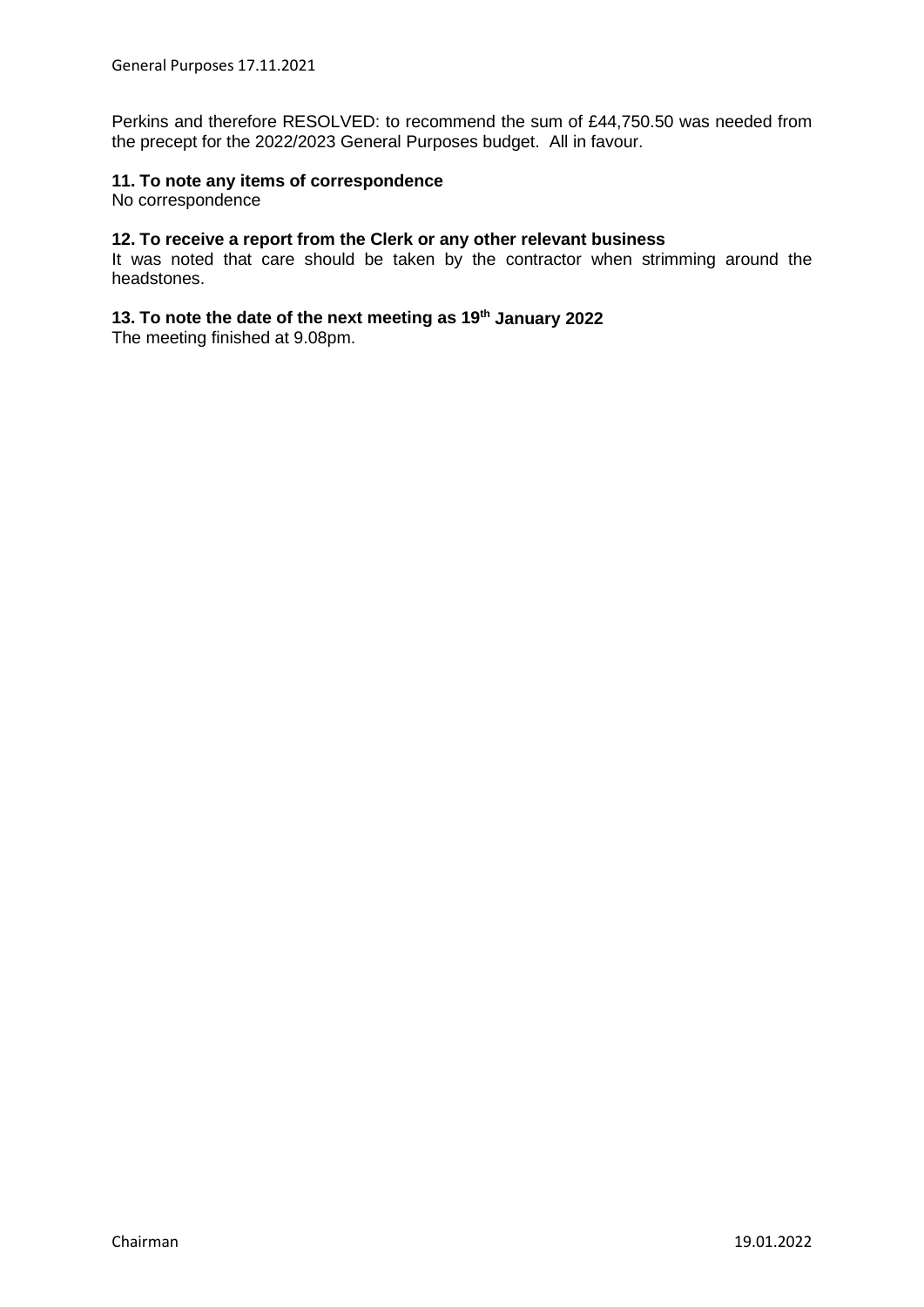Perkins and therefore RESOLVED: to recommend the sum of £44,750.50 was needed from the precept for the 2022/2023 General Purposes budget. All in favour.

**11. To note any items of correspondence**

No correspondence

**12. To receive a report from the Clerk or any other relevant business**

It was noted that care should be taken by the contractor when strimming around the headstones.

**13. To note the date of the next meeting as 19th January 2022**

The meeting finished at 9.08pm.

Chairman 19.01.2022